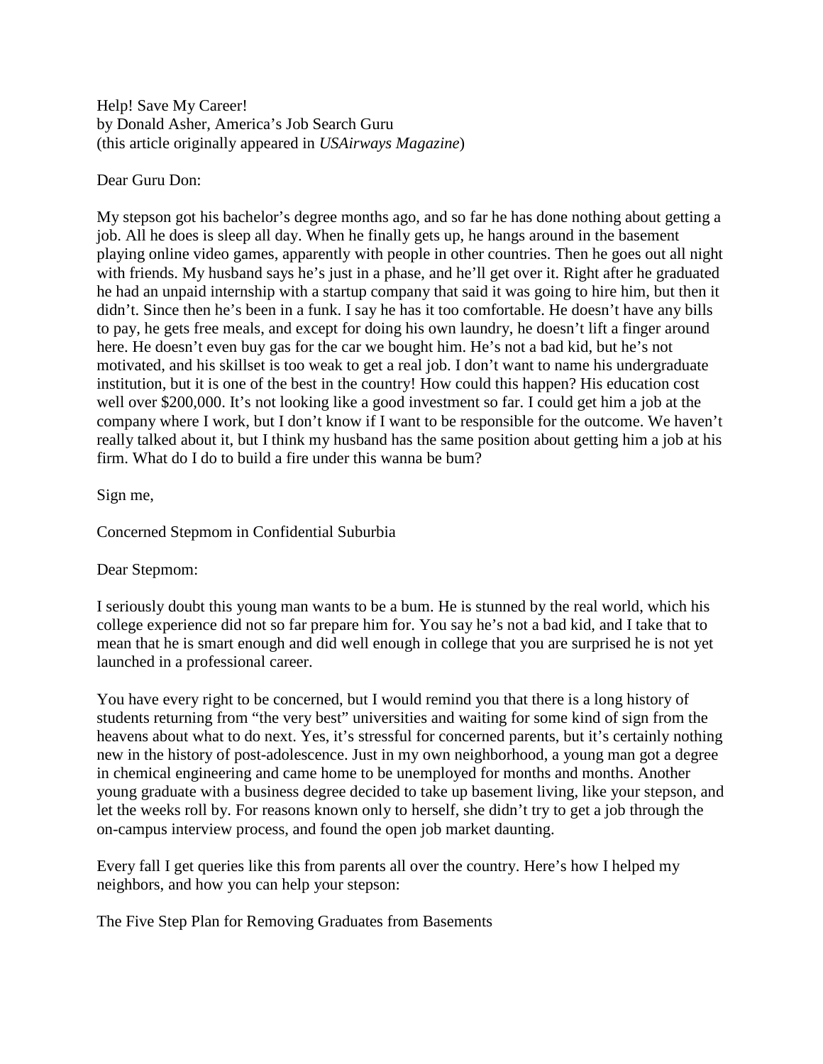Help! Save My Career!
by Donald Asher, America's Job Search Guru
(this article originally appeared in *USAirways Magazine*)

Dear Guru Don:

My stepson got his bachelor's degree months ago, and so far he has done nothing about getting a job. All he does is sleep all day. When he finally gets up, he hangs around in the basement playing online video games, apparently with people in other countries. Then he goes out all night with friends. My husband says he's just in a phase, and he'll get over it. Right after he graduated he had an unpaid internship with a startup company that said it was going to hire him, but then it didn't. Since then he's been in a funk. I say he has it too comfortable. He doesn't have any bills to pay, he gets free meals, and except for doing his own laundry, he doesn't lift a finger around here. He doesn't even buy gas for the car we bought him. He's not a bad kid, but he's not motivated, and his skillset is too weak to get a real job. I don't want to name his undergraduate institution, but it is one of the best in the country! How could this happen? His education cost well over $200,000. It's not looking like a good investment so far. I could get him a job at the company where I work, but I don't know if I want to be responsible for the outcome. We haven't really talked about it, but I think my husband has the same position about getting him a job at his firm. What do I do to build a fire under this wanna be bum?

Sign me,

Concerned Stepmom in Confidential Suburbia

Dear Stepmom:

I seriously doubt this young man wants to be a bum. He is stunned by the real world, which his college experience did not so far prepare him for. You say he's not a bad kid, and I take that to mean that he is smart enough and did well enough in college that you are surprised he is not yet launched in a professional career.

You have every right to be concerned, but I would remind you that there is a long history of students returning from "the very best" universities and waiting for some kind of sign from the heavens about what to do next. Yes, it's stressful for concerned parents, but it's certainly nothing new in the history of post-adolescence. Just in my own neighborhood, a young man got a degree in chemical engineering and came home to be unemployed for months and months. Another young graduate with a business degree decided to take up basement living, like your stepson, and let the weeks roll by. For reasons known only to herself, she didn't try to get a job through the on-campus interview process, and found the open job market daunting.

Every fall I get queries like this from parents all over the country. Here's how I helped my neighbors, and how you can help your stepson:

The Five Step Plan for Removing Graduates from Basements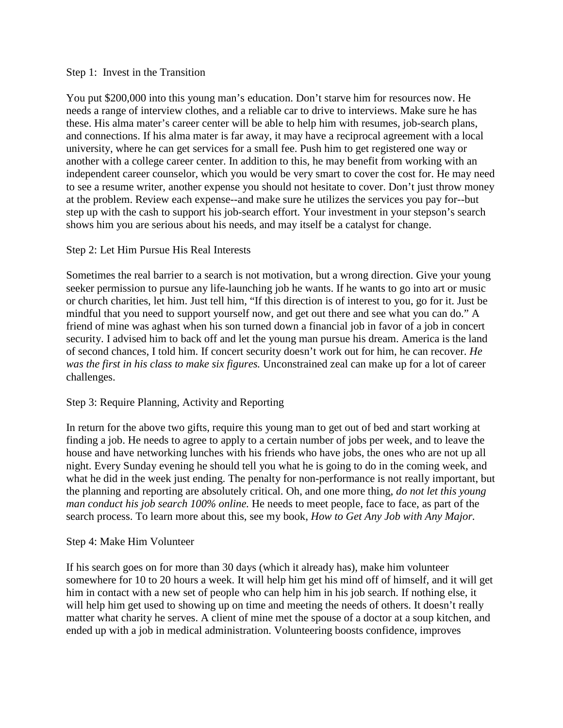Step 1: Invest in the Transition

You put $200,000 into this young man's education. Don't starve him for resources now. He needs a range of interview clothes, and a reliable car to drive to interviews. Make sure he has these. His alma mater's career center will be able to help him with resumes, job-search plans, and connections. If his alma mater is far away, it may have a reciprocal agreement with a local university, where he can get services for a small fee. Push him to get registered one way or another with a college career center. In addition to this, he may benefit from working with an independent career counselor, which you would be very smart to cover the cost for. He may need to see a resume writer, another expense you should not hesitate to cover. Don't just throw money at the problem. Review each expense--and make sure he utilizes the services you pay for--but step up with the cash to support his job-search effort. Your investment in your stepson's search shows him you are serious about his needs, and may itself be a catalyst for change.

Step 2: Let Him Pursue His Real Interests

Sometimes the real barrier to a search is not motivation, but a wrong direction. Give your young seeker permission to pursue any life-launching job he wants. If he wants to go into art or music or church charities, let him. Just tell him, "If this direction is of interest to you, go for it. Just be mindful that you need to support yourself now, and get out there and see what you can do." A friend of mine was aghast when his son turned down a financial job in favor of a job in concert security. I advised him to back off and let the young man pursue his dream. America is the land of second chances, I told him. If concert security doesn't work out for him, he can recover. *He was the first in his class to make six figures.* Unconstrained zeal can make up for a lot of career challenges.

Step 3: Require Planning, Activity and Reporting

In return for the above two gifts, require this young man to get out of bed and start working at finding a job. He needs to agree to apply to a certain number of jobs per week, and to leave the house and have networking lunches with his friends who have jobs, the ones who are not up all night. Every Sunday evening he should tell you what he is going to do in the coming week, and what he did in the week just ending. The penalty for non-performance is not really important, but the planning and reporting are absolutely critical. Oh, and one more thing, *do not let this young man conduct his job search 100% online.* He needs to meet people, face to face, as part of the search process. To learn more about this, see my book, *How to Get Any Job with Any Major.*

Step 4: Make Him Volunteer

If his search goes on for more than 30 days (which it already has), make him volunteer somewhere for 10 to 20 hours a week. It will help him get his mind off of himself, and it will get him in contact with a new set of people who can help him in his job search. If nothing else, it will help him get used to showing up on time and meeting the needs of others. It doesn't really matter what charity he serves. A client of mine met the spouse of a doctor at a soup kitchen, and ended up with a job in medical administration. Volunteering boosts confidence, improves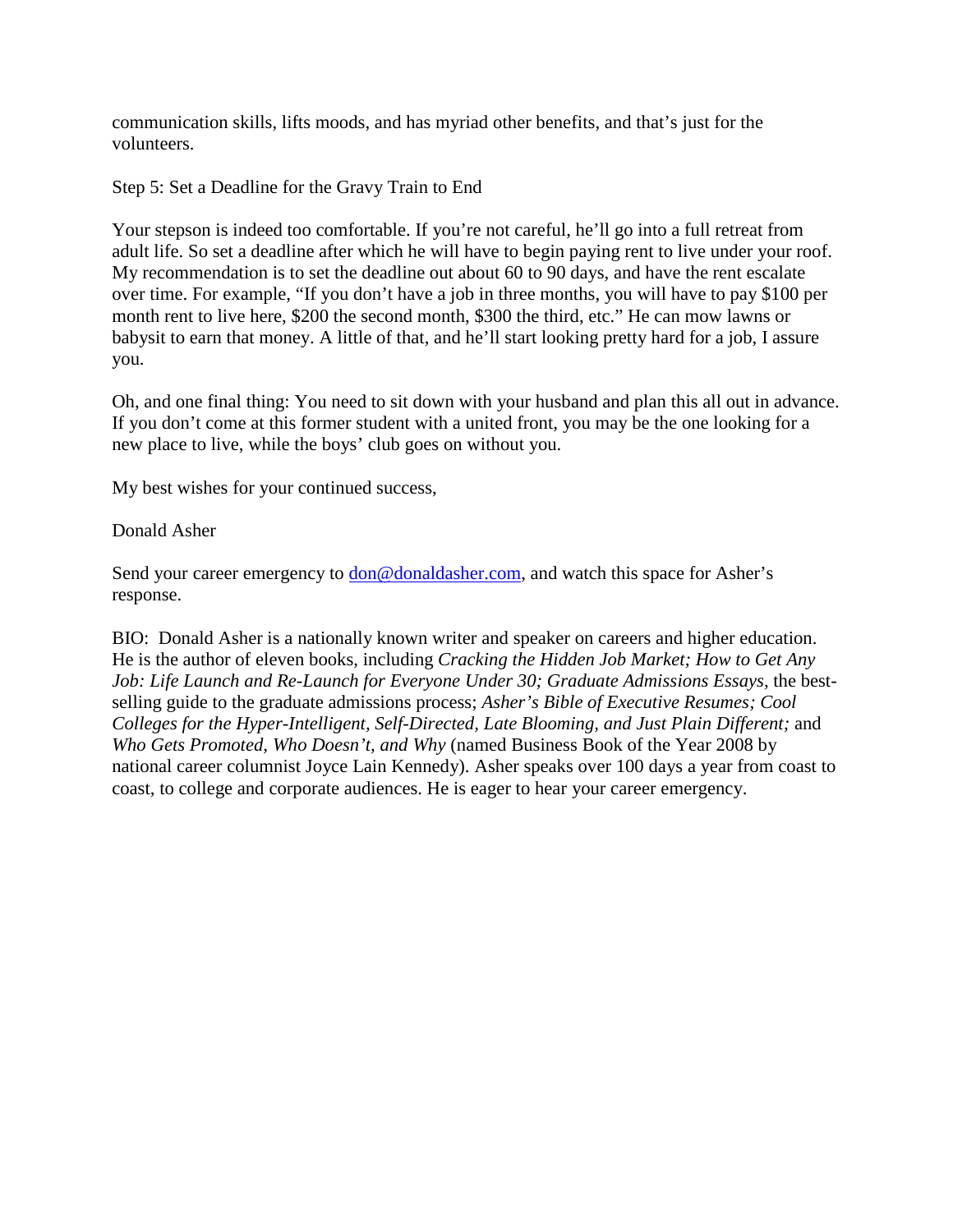communication skills, lifts moods, and has myriad other benefits, and that's just for the volunteers.

Step 5: Set a Deadline for the Gravy Train to End

Your stepson is indeed too comfortable. If you're not careful, he'll go into a full retreat from adult life. So set a deadline after which he will have to begin paying rent to live under your roof. My recommendation is to set the deadline out about 60 to 90 days, and have the rent escalate over time. For example, "If you don't have a job in three months, you will have to pay $100 per month rent to live here, $200 the second month, $300 the third, etc." He can mow lawns or babysit to earn that money. A little of that, and he'll start looking pretty hard for a job, I assure you.

Oh, and one final thing: You need to sit down with your husband and plan this all out in advance. If you don't come at this former student with a united front, you may be the one looking for a new place to live, while the boys' club goes on without you.

My best wishes for your continued success,

Donald Asher

Send your career emergency to [don@donaldasher.com](mailto:don@donaldasher.com), and watch this space for Asher's response.

BIO: Donald Asher is a nationally known writer and speaker on careers and higher education. He is the author of eleven books, including *Cracking the Hidden Job Market; How to Get Any Job: Life Launch and Re-Launch for Everyone Under 30; Graduate Admissions Essays,* the best-selling guide to the graduate admissions process; *Asher's Bible of Executive Resumes; Cool Colleges for the Hyper-Intelligent, Self-Directed, Late Blooming, and Just Plain Different;* and *Who Gets Promoted, Who Doesn't, and Why* (named Business Book of the Year 2008 by national career columnist Joyce Lain Kennedy). Asher speaks over 100 days a year from coast to coast, to college and corporate audiences. He is eager to hear your career emergency.